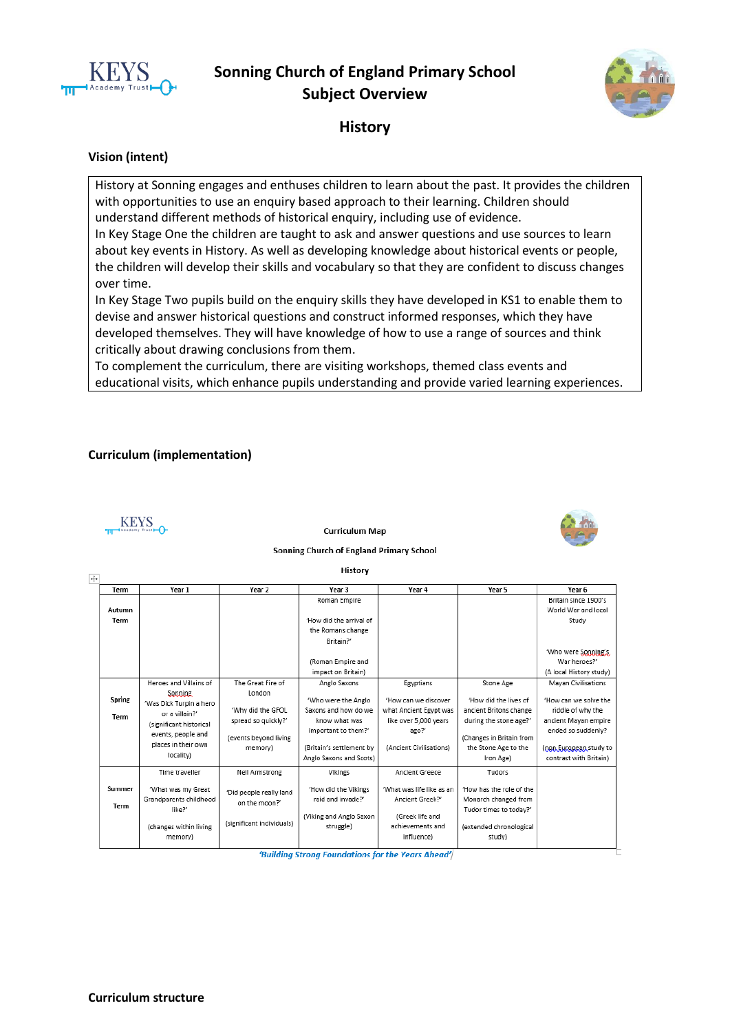# Sonning Church of England Primary School
## Subject Overview

## History

### Vision (intent)

History at Sonning engages and enthuses children to learn about the past. It provides the children with opportunities to use an enquiry based approach to their learning. Children should understand different methods of historical enquiry, including use of evidence.

In Key Stage One the children are taught to ask and answer questions and use sources to learn about key events in History. As well as developing knowledge about historical events or people, the children will develop their skills and vocabulary so that they are confident to discuss changes over time.

In Key Stage Two pupils build on the enquiry skills they have developed in KS1 to enable them to devise and answer historical questions and construct informed responses, which they have developed themselves. They will have knowledge of how to use a range of sources and think critically about drawing conclusions from them.

To complement the curriculum, there are visiting workshops, themed class events and educational visits, which enhance pupils understanding and provide varied learning experiences.

### Curriculum (implementation)

Curriculum Map

Sonning Church of England Primary School

History

| Term | Year 1 | Year 2 | Year 3 | Year 4 | Year 5 | Year 6 |
|---|---|---|---|---|---|---|
| Autumn Term | | | Roman Empire<br><br>'How did the arrival of the Romans change Britain?'<br><br>(Roman Empire and impact on Britain) | | | Britain since 1900's World War and local Study<br><br>'Who were Sonning's War heroes?'<br>(A local History study) |
| Spring Term | Heroes and Villains of Sonning<br>'Was Dick Turpin a hero or a villain?'<br>(significant historical events, people and places in their own locality) | The Great Fire of London<br><br>'Why did the GFOL spread so quickly?'<br><br>(events beyond living memory) | Anglo Saxons<br><br>'Who were the Anglo Saxons and how do we know what was important to them?'<br><br>(Britain's settlement by Anglo Saxons and Scots) | Egyptians<br><br>'How can we discover what Ancient Egypt was like over 5,000 years ago?'<br><br>(Ancient Civilisations) | Stone Age<br><br>'How did the lives of ancient Britons change during the stone age?'<br><br>(Changes in Britain from the Stone Age to the Iron Age) | Mayan Civilisations<br><br>'How can we solve the riddle of why the ancient Mayan empire ended so suddenly?<br><br>(non European study to contrast with Britain) |
| Summer Term | Time traveller<br><br>'What was my Great Grandparents childhood like?'<br><br>(changes within living memory) | Neil Armstrong<br><br>'Did people really land on the moon?'<br><br>(significant individuals) | Vikings<br><br>'How did the Vikings raid and invade?'<br><br>(Viking and Anglo Saxon struggle) | Ancient Greece<br><br>'What was life like as an Ancient Greek?'<br><br>(Greek life and achievements and influence) | Tudors<br><br>'How has the role of the Monarch changed from Tudor times to today?'<br><br>(extended chronological study) | |

*'Building Strong Foundations for the Years Ahead'*

### Curriculum structure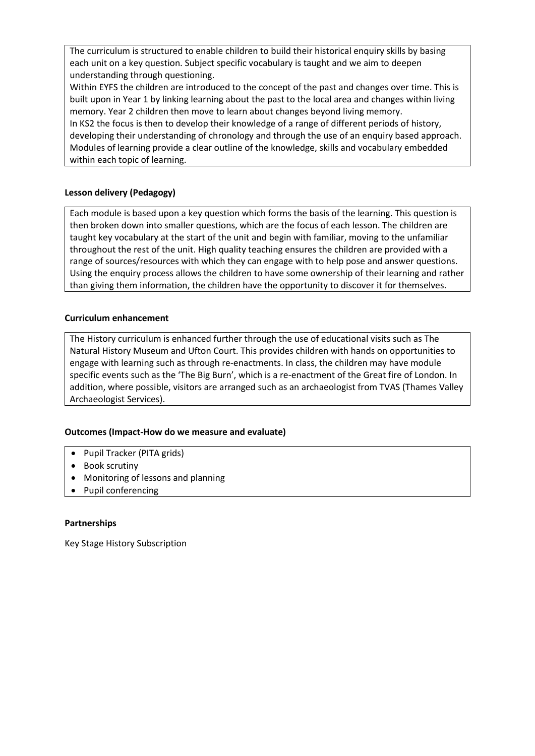The curriculum is structured to enable children to build their historical enquiry skills by basing each unit on a key question. Subject specific vocabulary is taught and we aim to deepen understanding through questioning.
Within EYFS the children are introduced to the concept of the past and changes over time. This is built upon in Year 1 by linking learning about the past to the local area and changes within living memory. Year 2 children then move to learn about changes beyond living memory.
In KS2 the focus is then to develop their knowledge of a range of different periods of history, developing their understanding of chronology and through the use of an enquiry based approach.
Modules of learning provide a clear outline of the knowledge, skills and vocabulary embedded within each topic of learning.

**Lesson delivery (Pedagogy)**

Each module is based upon a key question which forms the basis of the learning. This question is then broken down into smaller questions, which are the focus of each lesson. The children are taught key vocabulary at the start of the unit and begin with familiar, moving to the unfamiliar throughout the rest of the unit. High quality teaching ensures the children are provided with a range of sources/resources with which they can engage with to help pose and answer questions. Using the enquiry process allows the children to have some ownership of their learning and rather than giving them information, the children have the opportunity to discover it for themselves.

**Curriculum enhancement**

The History curriculum is enhanced further through the use of educational visits such as The Natural History Museum and Ufton Court. This provides children with hands on opportunities to engage with learning such as through re-enactments. In class, the children may have module specific events such as the 'The Big Burn', which is a re-enactment of the Great fire of London. In addition, where possible, visitors are arranged such as an archaeologist from TVAS (Thames Valley Archaeologist Services).

**Outcomes (Impact-How do we measure and evaluate)**

- Pupil Tracker (PITA grids)
- Book scrutiny
- Monitoring of lessons and planning
- Pupil conferencing

**Partnerships**

Key Stage History Subscription